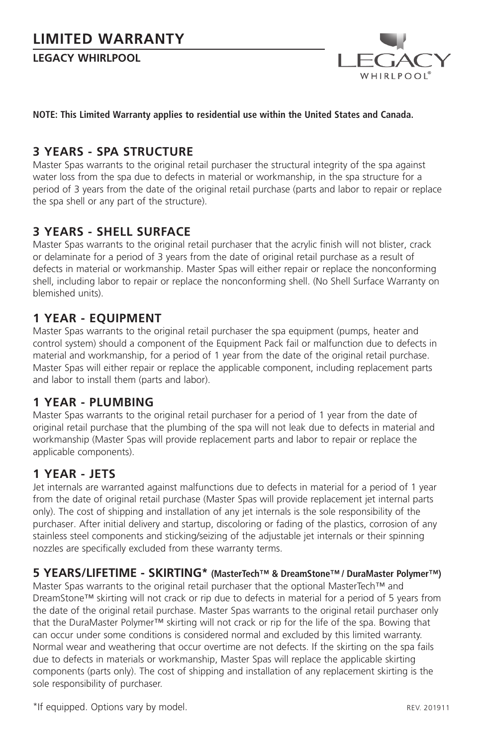# LIMITED WARRANTY

**LEGACY WHIRLPOOL**

**NOTE: This Limited Warranty applies to residential use within the United States and Canada.**

## 3 YEARS - SPA STRUCTURE

Master Spas warrants to the original retail purchaser the structural integrity of the spa against water loss from the spa due to defects in material or workmanship, in the spa structure for a period of 3 years from the date of the original retail purchase (parts and labor to repair or replace the spa shell or any part of the structure).

## 3 YEARS - SHELL SURFACE

Master Spas warrants to the original retail purchaser that the acrylic finish will not blister, crack or delaminate for a period of 3 years from the date of original retail purchase as a result of defects in material or workmanship. Master Spas will either repair or replace the nonconforming shell, including labor to repair or replace the nonconforming shell. (No Shell Surface Warranty on blemished units).

## 1 YEAR - EQUIPMENT

Master Spas warrants to the original retail purchaser the spa equipment (pumps, heater and control system) should a component of the Equipment Pack fail or malfunction due to defects in material and workmanship, for a period of 1 year from the date of the original retail purchase. Master Spas will either repair or replace the applicable component, including replacement parts and labor to install them (parts and labor).

## 1 YEAR - PLUMBING

Master Spas warrants to the original retail purchaser for a period of 1 year from the date of original retail purchase that the plumbing of the spa will not leak due to defects in material and workmanship (Master Spas will provide replacement parts and labor to repair or replace the applicable components).

## 1 YEAR - JETS

Jet internals are warranted against malfunctions due to defects in material for a period of 1 year from the date of original retail purchase (Master Spas will provide replacement jet internal parts only). The cost of shipping and installation of any jet internals is the sole responsibility of the purchaser. After initial delivery and startup, discoloring or fading of the plastics, corrosion of any stainless steel components and sticking/seizing of the adjustable jet internals or their spinning nozzles are specifically excluded from these warranty terms.

## 5 YEARS/LIFETIME - SKIRTING* (MasterTech™ & DreamStone™ / DuraMaster Polymer™)

Master Spas warrants to the original retail purchaser that the optional MasterTech™ and DreamStone™ skirting will not crack or rip due to defects in material for a period of 5 years from the date of the original retail purchase. Master Spas warrants to the original retail purchaser only that the DuraMaster Polymer™ skirting will not crack or rip for the life of the spa. Bowing that can occur under some conditions is considered normal and excluded by this limited warranty. Normal wear and weathering that occur overtime are not defects. If the skirting on the spa fails due to defects in materials or workmanship, Master Spas will replace the applicable skirting components (parts only). The cost of shipping and installation of any replacement skirting is the sole responsibility of purchaser.

*If equipped. Options vary by model.

REV. 201911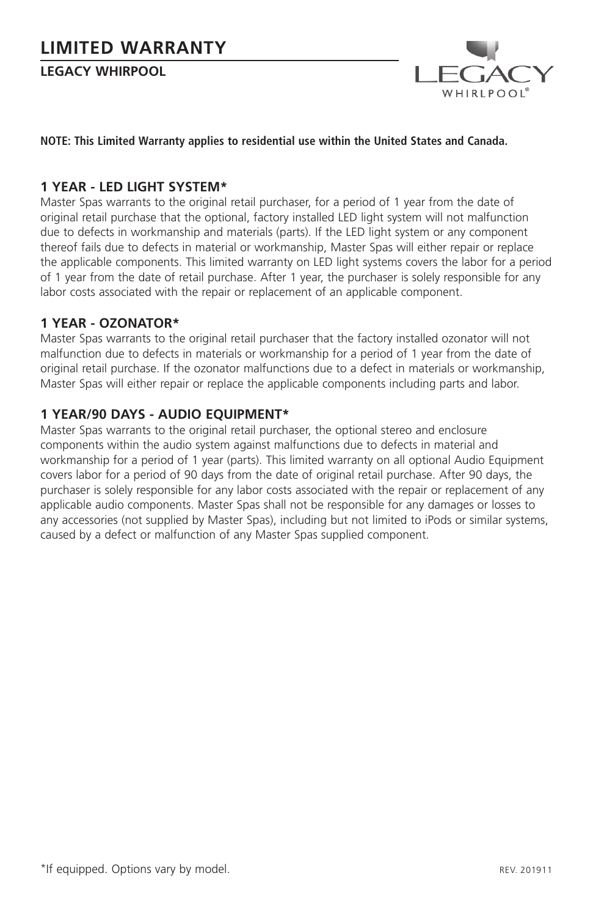# LIMITED WARRANTY

**LEGACY WHIRPOOL**

**NOTE: This Limited Warranty applies to residential use within the United States and Canada.**

### 1 YEAR - LED LIGHT SYSTEM*

Master Spas warrants to the original retail purchaser, for a period of 1 year from the date of original retail purchase that the optional, factory installed LED light system will not malfunction due to defects in workmanship and materials (parts). If the LED light system or any component thereof fails due to defects in material or workmanship, Master Spas will either repair or replace the applicable components. This limited warranty on LED light systems covers the labor for a period of 1 year from the date of retail purchase. After 1 year, the purchaser is solely responsible for any labor costs associated with the repair or replacement of an applicable component.

### 1 YEAR - OZONATOR*

Master Spas warrants to the original retail purchaser that the factory installed ozonator will not malfunction due to defects in materials or workmanship for a period of 1 year from the date of original retail purchase. If the ozonator malfunctions due to a defect in materials or workmanship, Master Spas will either repair or replace the applicable components including parts and labor.

### 1 YEAR/90 DAYS - AUDIO EQUIPMENT*

Master Spas warrants to the original retail purchaser, the optional stereo and enclosure components within the audio system against malfunctions due to defects in material and workmanship for a period of 1 year (parts). This limited warranty on all optional Audio Equipment covers labor for a period of 90 days from the date of original retail purchase. After 90 days, the purchaser is solely responsible for any labor costs associated with the repair or replacement of any applicable audio components. Master Spas shall not be responsible for any damages or losses to any accessories (not supplied by Master Spas), including but not limited to iPods or similar systems, caused by a defect or malfunction of any Master Spas supplied component.

*If equipped. Options vary by model.

REV. 201911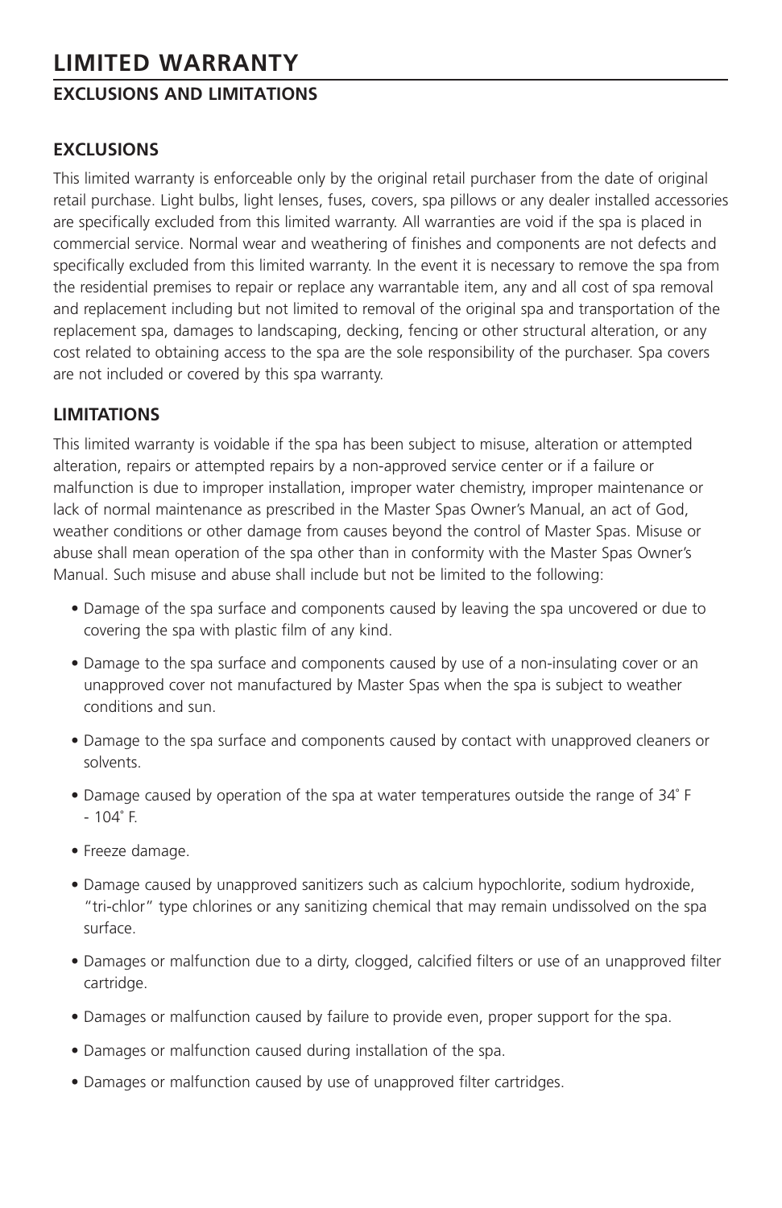# LIMITED WARRANTY

## EXCLUSIONS AND LIMITATIONS

### EXCLUSIONS

This limited warranty is enforceable only by the original retail purchaser from the date of original retail purchase. Light bulbs, light lenses, fuses, covers, spa pillows or any dealer installed accessories are specifically excluded from this limited warranty. All warranties are void if the spa is placed in commercial service. Normal wear and weathering of finishes and components are not defects and specifically excluded from this limited warranty. In the event it is necessary to remove the spa from the residential premises to repair or replace any warrantable item, any and all cost of spa removal and replacement including but not limited to removal of the original spa and transportation of the replacement spa, damages to landscaping, decking, fencing or other structural alteration, or any cost related to obtaining access to the spa are the sole responsibility of the purchaser. Spa covers are not included or covered by this spa warranty.

### LIMITATIONS

This limited warranty is voidable if the spa has been subject to misuse, alteration or attempted alteration, repairs or attempted repairs by a non-approved service center or if a failure or malfunction is due to improper installation, improper water chemistry, improper maintenance or lack of normal maintenance as prescribed in the Master Spas Owner's Manual, an act of God, weather conditions or other damage from causes beyond the control of Master Spas. Misuse or abuse shall mean operation of the spa other than in conformity with the Master Spas Owner's Manual. Such misuse and abuse shall include but not be limited to the following:

- Damage of the spa surface and components caused by leaving the spa uncovered or due to covering the spa with plastic film of any kind.
- Damage to the spa surface and components caused by use of a non-insulating cover or an unapproved cover not manufactured by Master Spas when the spa is subject to weather conditions and sun.
- Damage to the spa surface and components caused by contact with unapproved cleaners or solvents.
- Damage caused by operation of the spa at water temperatures outside the range of 34˚ F - 104˚ F.
- Freeze damage.
- Damage caused by unapproved sanitizers such as calcium hypochlorite, sodium hydroxide, "tri-chlor" type chlorines or any sanitizing chemical that may remain undissolved on the spa surface.
- Damages or malfunction due to a dirty, clogged, calcified filters or use of an unapproved filter cartridge.
- Damages or malfunction caused by failure to provide even, proper support for the spa.
- Damages or malfunction caused during installation of the spa.
- Damages or malfunction caused by use of unapproved filter cartridges.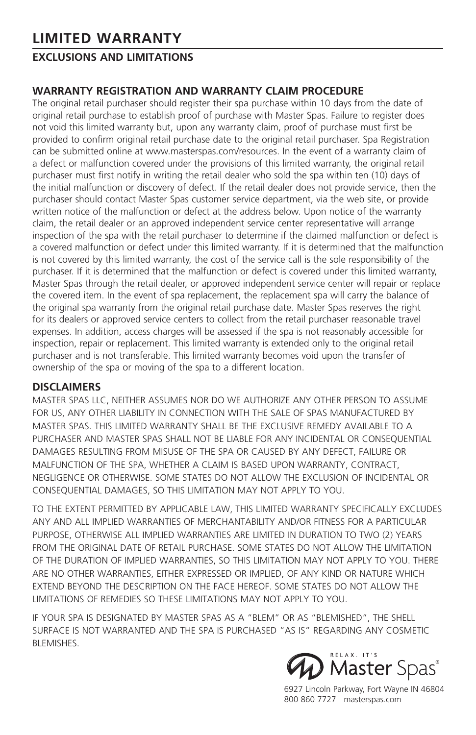# LIMITED WARRANTY

## EXCLUSIONS AND LIMITATIONS

### WARRANTY REGISTRATION AND WARRANTY CLAIM PROCEDURE

The original retail purchaser should register their spa purchase within 10 days from the date of original retail purchase to establish proof of purchase with Master Spas. Failure to register does not void this limited warranty but, upon any warranty claim, proof of purchase must first be provided to confirm original retail purchase date to the original retail purchaser. Spa Registration can be submitted online at www.masterspas.com/resources. In the event of a warranty claim of a defect or malfunction covered under the provisions of this limited warranty, the original retail purchaser must first notify in writing the retail dealer who sold the spa within ten (10) days of the initial malfunction or discovery of defect. If the retail dealer does not provide service, then the purchaser should contact Master Spas customer service department, via the web site, or provide written notice of the malfunction or defect at the address below. Upon notice of the warranty claim, the retail dealer or an approved independent service center representative will arrange inspection of the spa with the retail purchaser to determine if the claimed malfunction or defect is a covered malfunction or defect under this limited warranty. If it is determined that the malfunction is not covered by this limited warranty, the cost of the service call is the sole responsibility of the purchaser. If it is determined that the malfunction or defect is covered under this limited warranty, Master Spas through the retail dealer, or approved independent service center will repair or replace the covered item. In the event of spa replacement, the replacement spa will carry the balance of the original spa warranty from the original retail purchase date. Master Spas reserves the right for its dealers or approved service centers to collect from the retail purchaser reasonable travel expenses. In addition, access charges will be assessed if the spa is not reasonably accessible for inspection, repair or replacement. This limited warranty is extended only to the original retail purchaser and is not transferable. This limited warranty becomes void upon the transfer of ownership of the spa or moving of the spa to a different location.

### DISCLAIMERS

MASTER SPAS LLC, NEITHER ASSUMES NOR DO WE AUTHORIZE ANY OTHER PERSON TO ASSUME FOR US, ANY OTHER LIABILITY IN CONNECTION WITH THE SALE OF SPAS MANUFACTURED BY MASTER SPAS. THIS LIMITED WARRANTY SHALL BE THE EXCLUSIVE REMEDY AVAILABLE TO A PURCHASER AND MASTER SPAS SHALL NOT BE LIABLE FOR ANY INCIDENTAL OR CONSEQUENTIAL DAMAGES RESULTING FROM MISUSE OF THE SPA OR CAUSED BY ANY DEFECT, FAILURE OR MALFUNCTION OF THE SPA, WHETHER A CLAIM IS BASED UPON WARRANTY, CONTRACT, NEGLIGENCE OR OTHERWISE. SOME STATES DO NOT ALLOW THE EXCLUSION OF INCIDENTAL OR CONSEQUENTIAL DAMAGES, SO THIS LIMITATION MAY NOT APPLY TO YOU.

TO THE EXTENT PERMITTED BY APPLICABLE LAW, THIS LIMITED WARRANTY SPECIFICALLY EXCLUDES ANY AND ALL IMPLIED WARRANTIES OF MERCHANTABILITY AND/OR FITNESS FOR A PARTICULAR PURPOSE, OTHERWISE ALL IMPLIED WARRANTIES ARE LIMITED IN DURATION TO TWO (2) YEARS FROM THE ORIGINAL DATE OF RETAIL PURCHASE. SOME STATES DO NOT ALLOW THE LIMITATION OF THE DURATION OF IMPLIED WARRANTIES, SO THIS LIMITATION MAY NOT APPLY TO YOU. THERE ARE NO OTHER WARRANTIES, EITHER EXPRESSED OR IMPLIED, OF ANY KIND OR NATURE WHICH EXTEND BEYOND THE DESCRIPTION ON THE FACE HEREOF. SOME STATES DO NOT ALLOW THE LIMITATIONS OF REMEDIES SO THESE LIMITATIONS MAY NOT APPLY TO YOU.

IF YOUR SPA IS DESIGNATED BY MASTER SPAS AS A "BLEM" OR AS "BLEMISHED", THE SHELL SURFACE IS NOT WARRANTED AND THE SPA IS PURCHASED "AS IS" REGARDING ANY COSMETIC BLEMISHES.

RELAX. IT'S Master Spas®

6927 Lincoln Parkway, Fort Wayne IN 46804
800 860 7727 masterspas.com